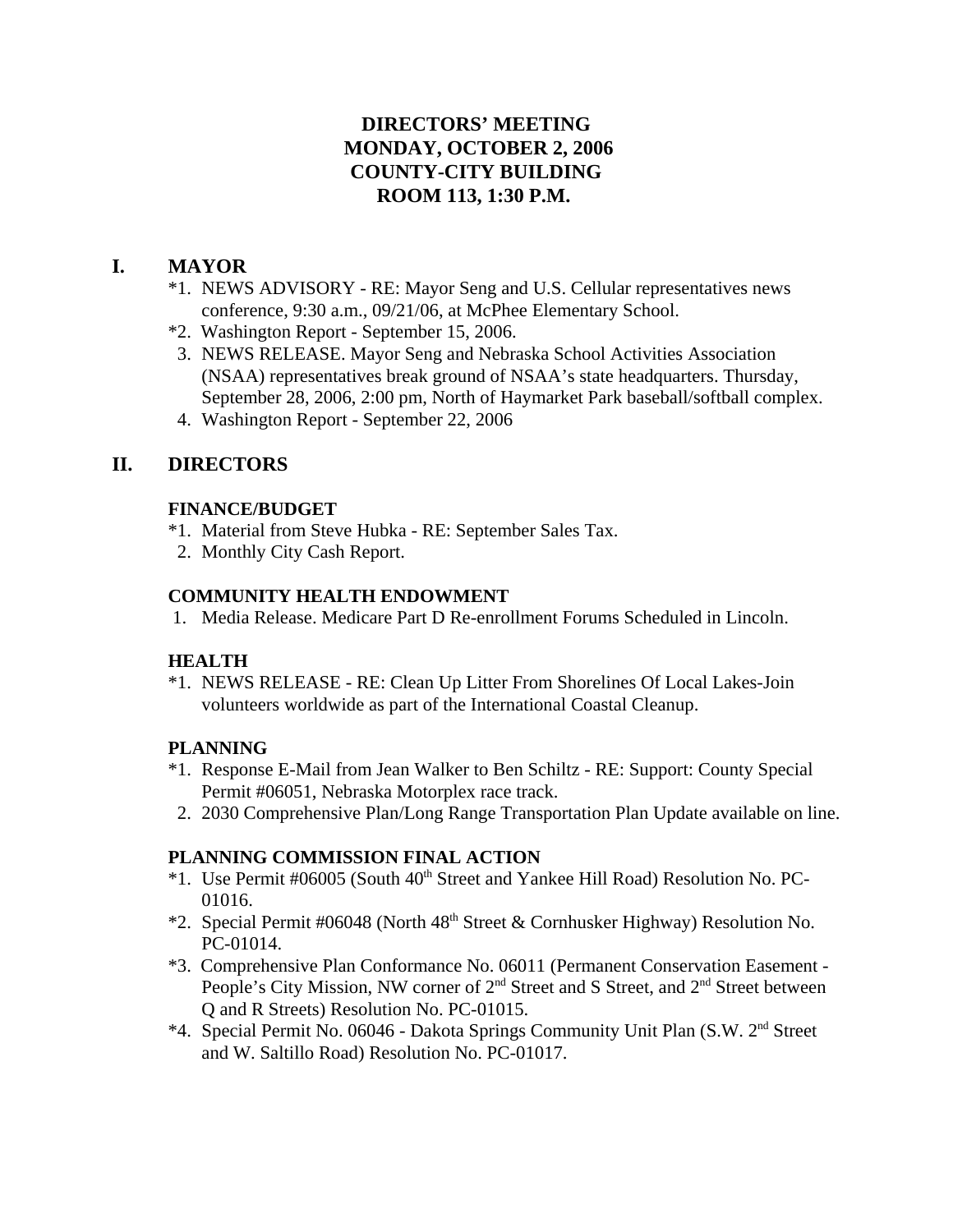# DIRECTORS' MEETING
# MONDAY, OCTOBER 2, 2006
# COUNTY-CITY BUILDING
# ROOM 113, 1:30 P.M.

## I. MAYOR

*1. NEWS ADVISORY - RE: Mayor Seng and U.S. Cellular representatives news conference, 9:30 a.m., 09/21/06, at McPhee Elementary School.

*2. Washington Report - September 15, 2006.

3. NEWS RELEASE. Mayor Seng and Nebraska School Activities Association (NSAA) representatives break ground of NSAA's state headquarters. Thursday, September 28, 2006, 2:00 pm, North of Haymarket Park baseball/softball complex.

4. Washington Report - September 22, 2006

## II. DIRECTORS

### FINANCE/BUDGET

*1. Material from Steve Hubka - RE: September Sales Tax.

2. Monthly City Cash Report.

### COMMUNITY HEALTH ENDOWMENT

1. Media Release. Medicare Part D Re-enrollment Forums Scheduled in Lincoln.

### HEALTH

*1. NEWS RELEASE - RE: Clean Up Litter From Shorelines Of Local Lakes-Join volunteers worldwide as part of the International Coastal Cleanup.

### PLANNING

*1. Response E-Mail from Jean Walker to Ben Schiltz - RE: Support: County Special Permit #06051, Nebraska Motorplex race track.

2. 2030 Comprehensive Plan/Long Range Transportation Plan Update available on line.

### PLANNING COMMISSION FINAL ACTION

*1. Use Permit #06005 (South 40th Street and Yankee Hill Road) Resolution No. PC-01016.

*2. Special Permit #06048 (North 48th Street & Cornhusker Highway) Resolution No. PC-01014.

*3. Comprehensive Plan Conformance No. 06011 (Permanent Conservation Easement - People's City Mission, NW corner of 2nd Street and S Street, and 2nd Street between Q and R Streets) Resolution No. PC-01015.

*4. Special Permit No. 06046 - Dakota Springs Community Unit Plan (S.W. 2nd Street and W. Saltillo Road) Resolution No. PC-01017.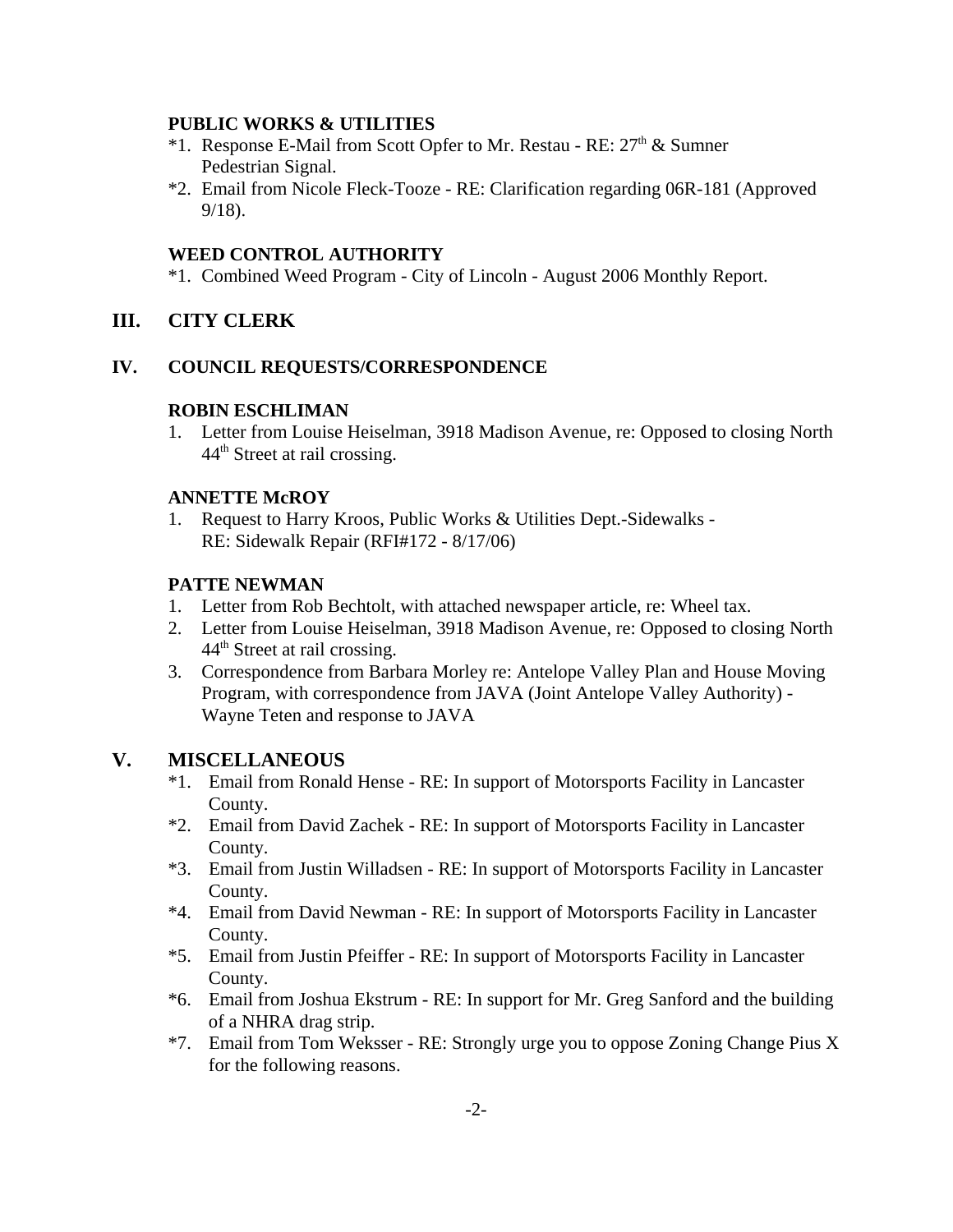**PUBLIC WORKS & UTILITIES**

*1. Response E-Mail from Scott Opfer to Mr. Restau - RE: 27th & Sumner Pedestrian Signal.

*2. Email from Nicole Fleck-Tooze - RE: Clarification regarding 06R-181 (Approved 9/18).

**WEED CONTROL AUTHORITY**

*1. Combined Weed Program - City of Lincoln - August 2006 Monthly Report.

## III. CITY CLERK

## IV. COUNCIL REQUESTS/CORRESPONDENCE

**ROBIN ESCHLIMAN**

1. Letter from Louise Heiselman, 3918 Madison Avenue, re: Opposed to closing North 44th Street at rail crossing.

**ANNETTE McROY**

1. Request to Harry Kroos, Public Works & Utilities Dept.-Sidewalks - RE: Sidewalk Repair (RFI#172 - 8/17/06)

**PATTE NEWMAN**

1. Letter from Rob Bechtolt, with attached newspaper article, re: Wheel tax.
2. Letter from Louise Heiselman, 3918 Madison Avenue, re: Opposed to closing North 44th Street at rail crossing.
3. Correspondence from Barbara Morley re: Antelope Valley Plan and House Moving Program, with correspondence from JAVA (Joint Antelope Valley Authority) - Wayne Teten and response to JAVA

## V. MISCELLANEOUS

*1. Email from Ronald Hense - RE: In support of Motorsports Facility in Lancaster County.

*2. Email from David Zachek - RE: In support of Motorsports Facility in Lancaster County.

*3. Email from Justin Willadsen - RE: In support of Motorsports Facility in Lancaster County.

*4. Email from David Newman - RE: In support of Motorsports Facility in Lancaster County.

*5. Email from Justin Pfeiffer - RE: In support of Motorsports Facility in Lancaster County.

*6. Email from Joshua Ekstrum - RE: In support for Mr. Greg Sanford and the building of a NHRA drag strip.

*7. Email from Tom Weksser - RE: Strongly urge you to oppose Zoning Change Pius X for the following reasons.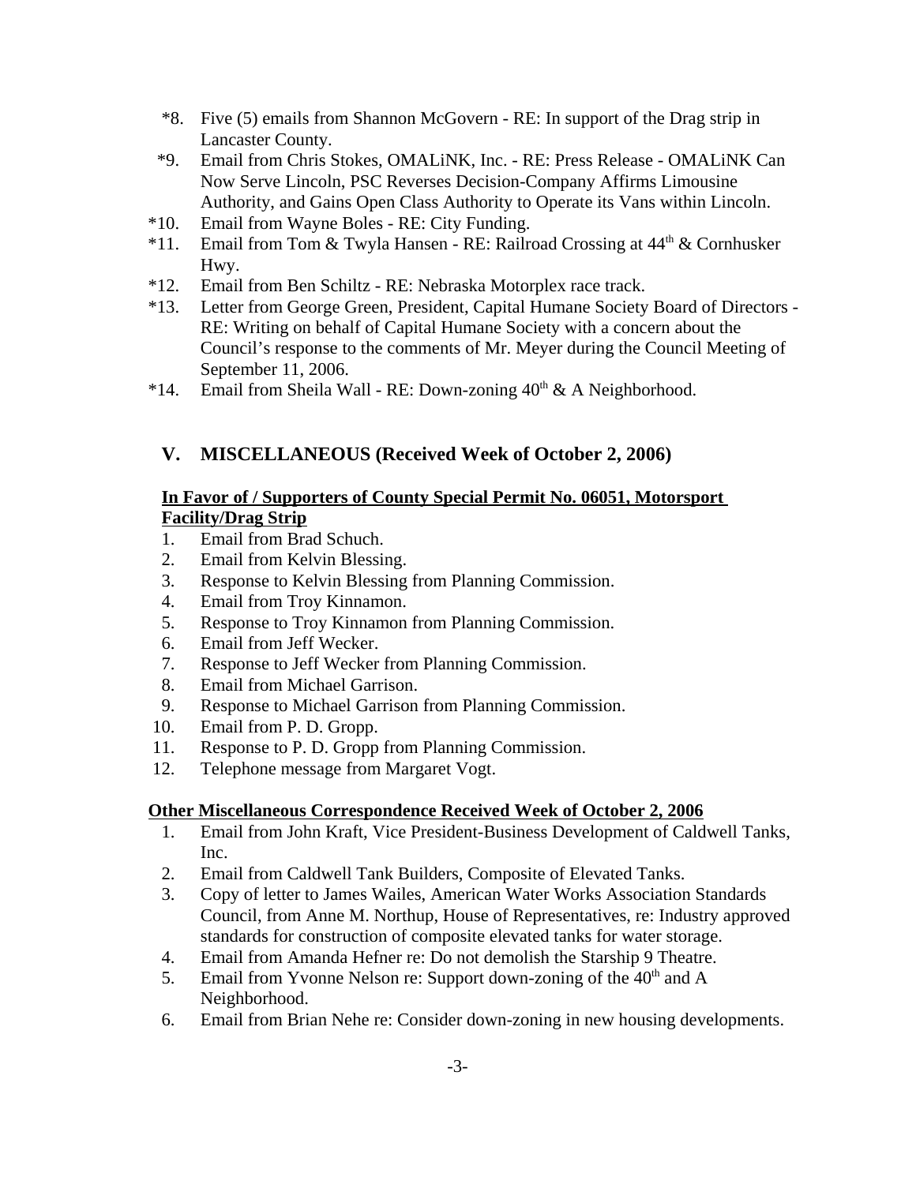*8. Five (5) emails from Shannon McGovern - RE: In support of the Drag strip in Lancaster County.

*9. Email from Chris Stokes, OMALiNK, Inc. - RE: Press Release - OMALiNK Can Now Serve Lincoln, PSC Reverses Decision-Company Affirms Limousine Authority, and Gains Open Class Authority to Operate its Vans within Lincoln.

*10. Email from Wayne Boles - RE: City Funding.

*11. Email from Tom & Twyla Hansen - RE: Railroad Crossing at 44th & Cornhusker Hwy.

*12. Email from Ben Schiltz - RE: Nebraska Motorplex race track.

*13. Letter from George Green, President, Capital Humane Society Board of Directors - RE: Writing on behalf of Capital Humane Society with a concern about the Council's response to the comments of Mr. Meyer during the Council Meeting of September 11, 2006.

*14. Email from Sheila Wall - RE: Down-zoning 40th & A Neighborhood.

## V. MISCELLANEOUS (Received Week of October 2, 2006)

**In Favor of / Supporters of County Special Permit No. 06051, Motorsport Facility/Drag Strip**

1. Email from Brad Schuch.
2. Email from Kelvin Blessing.
3. Response to Kelvin Blessing from Planning Commission.
4. Email from Troy Kinnamon.
5. Response to Troy Kinnamon from Planning Commission.
6. Email from Jeff Wecker.
7. Response to Jeff Wecker from Planning Commission.
8. Email from Michael Garrison.
9. Response to Michael Garrison from Planning Commission.
10. Email from P. D. Gropp.
11. Response to P. D. Gropp from Planning Commission.
12. Telephone message from Margaret Vogt.

**Other Miscellaneous Correspondence Received Week of October 2, 2006**

1. Email from John Kraft, Vice President-Business Development of Caldwell Tanks, Inc.
2. Email from Caldwell Tank Builders, Composite of Elevated Tanks.
3. Copy of letter to James Wailes, American Water Works Association Standards Council, from Anne M. Northup, House of Representatives, re: Industry approved standards for construction of composite elevated tanks for water storage.
4. Email from Amanda Hefner re: Do not demolish the Starship 9 Theatre.
5. Email from Yvonne Nelson re: Support down-zoning of the 40th and A Neighborhood.
6. Email from Brian Nehe re: Consider down-zoning in new housing developments.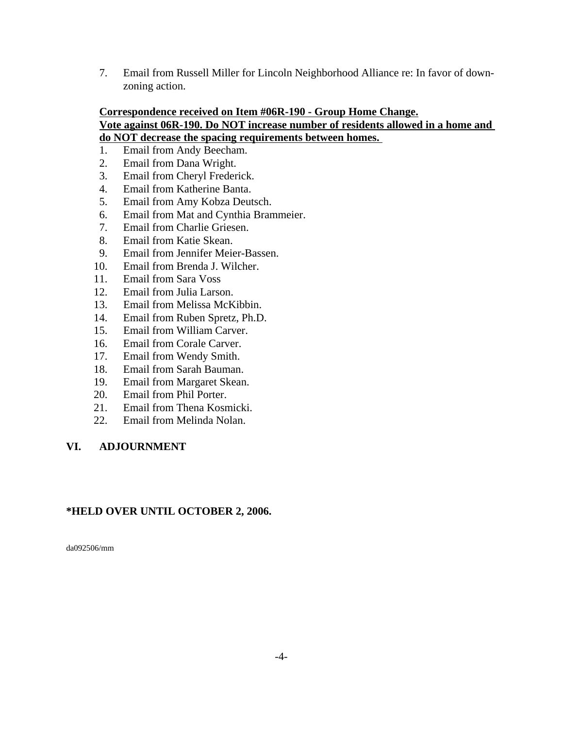7. Email from Russell Miller for Lincoln Neighborhood Alliance re: In favor of down-zoning action.

**Correspondence received on Item #06R-190 - Group Home Change.**
**Vote against 06R-190. Do NOT increase number of residents allowed in a home and do NOT decrease the spacing requirements between homes.**

1. Email from Andy Beecham.
2. Email from Dana Wright.
3. Email from Cheryl Frederick.
4. Email from Katherine Banta.
5. Email from Amy Kobza Deutsch.
6. Email from Mat and Cynthia Brammeier.
7. Email from Charlie Griesen.
8. Email from Katie Skean.
9. Email from Jennifer Meier-Bassen.
10. Email from Brenda J. Wilcher.
11. Email from Sara Voss
12. Email from Julia Larson.
13. Email from Melissa McKibbin.
14. Email from Ruben Spretz, Ph.D.
15. Email from William Carver.
16. Email from Corale Carver.
17. Email from Wendy Smith.
18. Email from Sarah Bauman.
19. Email from Margaret Skean.
20. Email from Phil Porter.
21. Email from Thena Kosmicki.
22. Email from Melinda Nolan.

## VI. ADJOURNMENT

**\*HELD OVER UNTIL OCTOBER 2, 2006.**

da092506/mm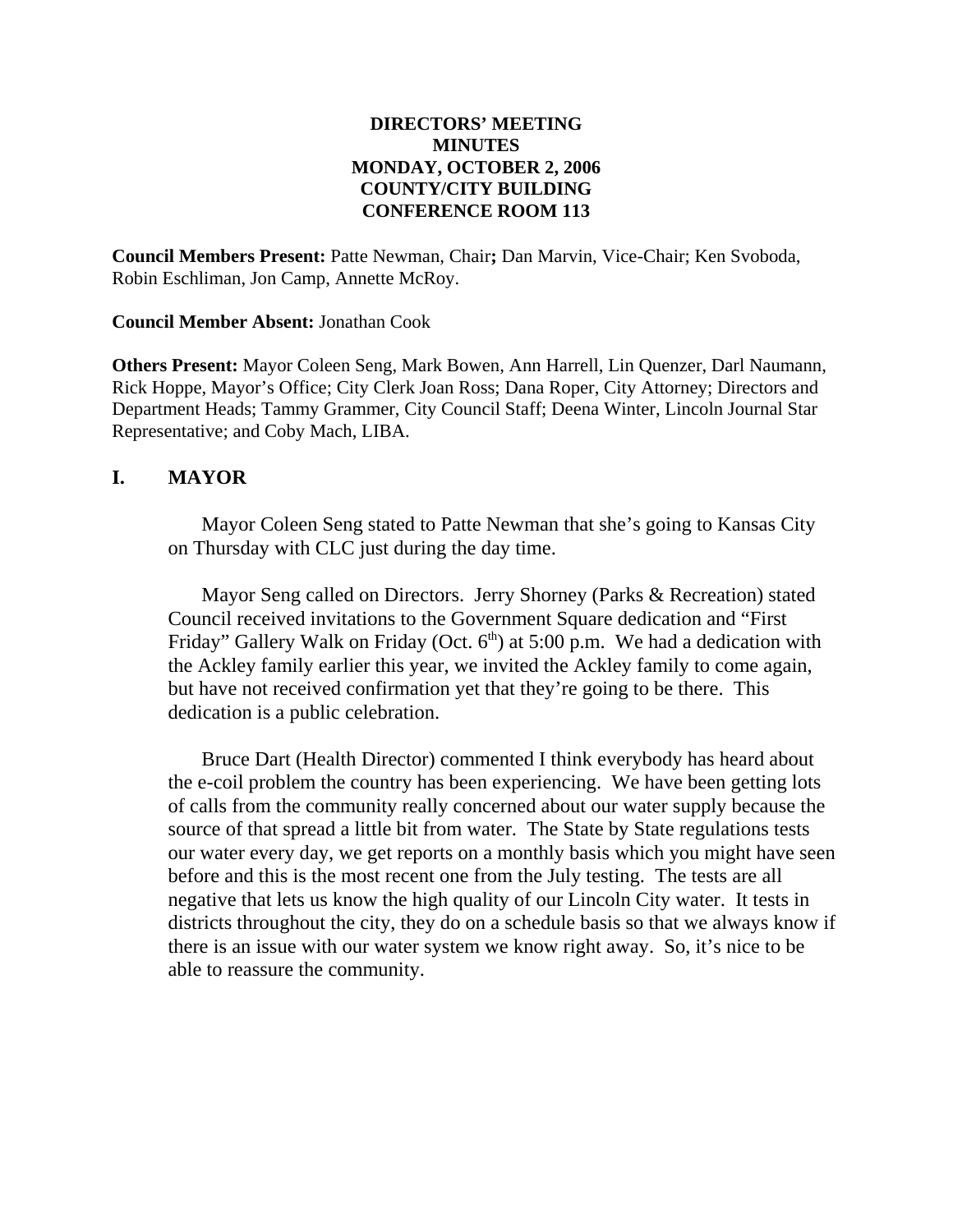**DIRECTORS' MEETING**
**MINUTES**
**MONDAY, OCTOBER 2, 2006**
**COUNTY/CITY BUILDING**
**CONFERENCE ROOM 113**

**Council Members Present:** Patte Newman, Chair**;** Dan Marvin, Vice-Chair; Ken Svoboda, Robin Eschliman, Jon Camp, Annette McRoy.

**Council Member Absent:** Jonathan Cook

**Others Present:** Mayor Coleen Seng, Mark Bowen, Ann Harrell, Lin Quenzer, Darl Naumann, Rick Hoppe, Mayor's Office; City Clerk Joan Ross; Dana Roper, City Attorney; Directors and Department Heads; Tammy Grammer, City Council Staff; Deena Winter, Lincoln Journal Star Representative; and Coby Mach, LIBA.

## I. MAYOR

Mayor Coleen Seng stated to Patte Newman that she's going to Kansas City on Thursday with CLC just during the day time.

Mayor Seng called on Directors. Jerry Shorney (Parks & Recreation) stated Council received invitations to the Government Square dedication and "First Friday" Gallery Walk on Friday (Oct. 6th) at 5:00 p.m. We had a dedication with the Ackley family earlier this year, we invited the Ackley family to come again, but have not received confirmation yet that they're going to be there. This dedication is a public celebration.

Bruce Dart (Health Director) commented I think everybody has heard about the e-coil problem the country has been experiencing. We have been getting lots of calls from the community really concerned about our water supply because the source of that spread a little bit from water. The State by State regulations tests our water every day, we get reports on a monthly basis which you might have seen before and this is the most recent one from the July testing. The tests are all negative that lets us know the high quality of our Lincoln City water. It tests in districts throughout the city, they do on a schedule basis so that we always know if there is an issue with our water system we know right away. So, it's nice to be able to reassure the community.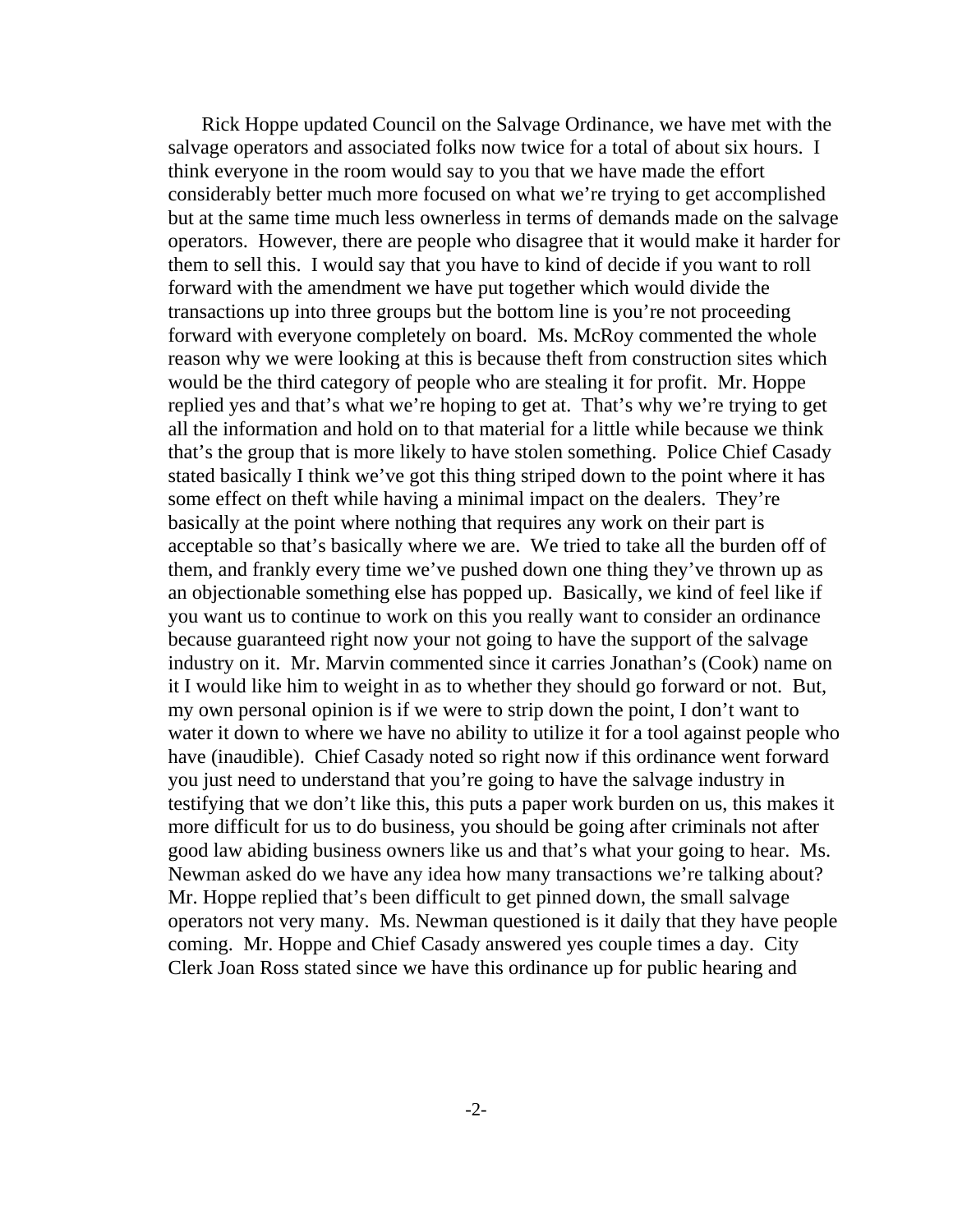Rick Hoppe updated Council on the Salvage Ordinance, we have met with the salvage operators and associated folks now twice for a total of about six hours. I think everyone in the room would say to you that we have made the effort considerably better much more focused on what we're trying to get accomplished but at the same time much less ownerless in terms of demands made on the salvage operators. However, there are people who disagree that it would make it harder for them to sell this. I would say that you have to kind of decide if you want to roll forward with the amendment we have put together which would divide the transactions up into three groups but the bottom line is you're not proceeding forward with everyone completely on board. Ms. McRoy commented the whole reason why we were looking at this is because theft from construction sites which would be the third category of people who are stealing it for profit. Mr. Hoppe replied yes and that's what we're hoping to get at. That's why we're trying to get all the information and hold on to that material for a little while because we think that's the group that is more likely to have stolen something. Police Chief Casady stated basically I think we've got this thing striped down to the point where it has some effect on theft while having a minimal impact on the dealers. They're basically at the point where nothing that requires any work on their part is acceptable so that's basically where we are. We tried to take all the burden off of them, and frankly every time we've pushed down one thing they've thrown up as an objectionable something else has popped up. Basically, we kind of feel like if you want us to continue to work on this you really want to consider an ordinance because guaranteed right now your not going to have the support of the salvage industry on it. Mr. Marvin commented since it carries Jonathan's (Cook) name on it I would like him to weight in as to whether they should go forward or not. But, my own personal opinion is if we were to strip down the point, I don't want to water it down to where we have no ability to utilize it for a tool against people who have (inaudible). Chief Casady noted so right now if this ordinance went forward you just need to understand that you're going to have the salvage industry in testifying that we don't like this, this puts a paper work burden on us, this makes it more difficult for us to do business, you should be going after criminals not after good law abiding business owners like us and that's what your going to hear. Ms. Newman asked do we have any idea how many transactions we're talking about? Mr. Hoppe replied that's been difficult to get pinned down, the small salvage operators not very many. Ms. Newman questioned is it daily that they have people coming. Mr. Hoppe and Chief Casady answered yes couple times a day. City Clerk Joan Ross stated since we have this ordinance up for public hearing and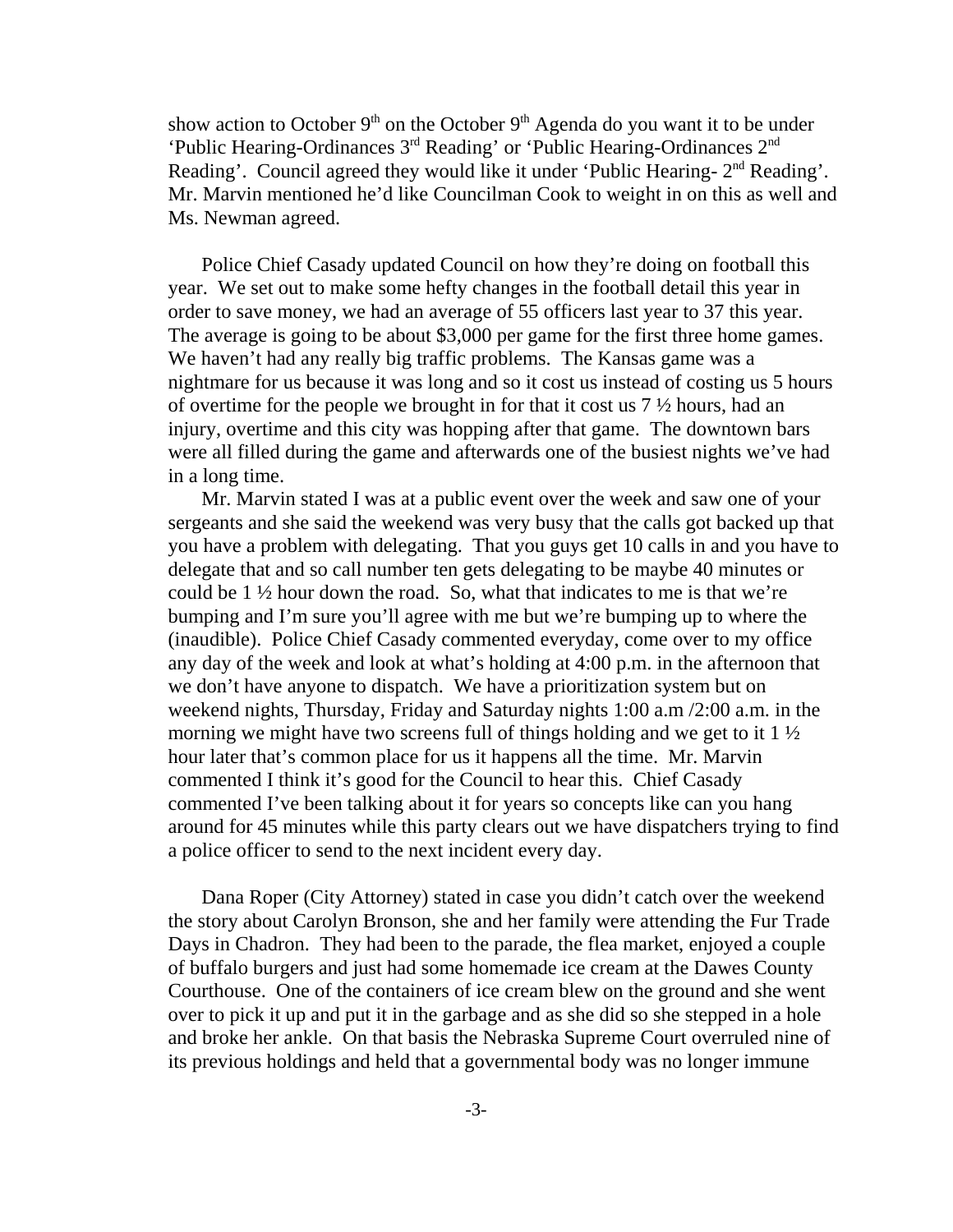show action to October 9th on the October 9th Agenda do you want it to be under 'Public Hearing-Ordinances 3rd Reading' or 'Public Hearing-Ordinances 2nd Reading'. Council agreed they would like it under 'Public Hearing- 2nd Reading'. Mr. Marvin mentioned he'd like Councilman Cook to weight in on this as well and Ms. Newman agreed.

Police Chief Casady updated Council on how they're doing on football this year. We set out to make some hefty changes in the football detail this year in order to save money, we had an average of 55 officers last year to 37 this year. The average is going to be about $3,000 per game for the first three home games. We haven't had any really big traffic problems. The Kansas game was a nightmare for us because it was long and so it cost us instead of costing us 5 hours of overtime for the people we brought in for that it cost us 7 ½ hours, had an injury, overtime and this city was hopping after that game. The downtown bars were all filled during the game and afterwards one of the busiest nights we've had in a long time.

Mr. Marvin stated I was at a public event over the week and saw one of your sergeants and she said the weekend was very busy that the calls got backed up that you have a problem with delegating. That you guys get 10 calls in and you have to delegate that and so call number ten gets delegating to be maybe 40 minutes or could be 1 ½ hour down the road. So, what that indicates to me is that we're bumping and I'm sure you'll agree with me but we're bumping up to where the (inaudible). Police Chief Casady commented everyday, come over to my office any day of the week and look at what's holding at 4:00 p.m. in the afternoon that we don't have anyone to dispatch. We have a prioritization system but on weekend nights, Thursday, Friday and Saturday nights 1:00 a.m /2:00 a.m. in the morning we might have two screens full of things holding and we get to it 1 ½ hour later that's common place for us it happens all the time. Mr. Marvin commented I think it's good for the Council to hear this. Chief Casady commented I've been talking about it for years so concepts like can you hang around for 45 minutes while this party clears out we have dispatchers trying to find a police officer to send to the next incident every day.

Dana Roper (City Attorney) stated in case you didn't catch over the weekend the story about Carolyn Bronson, she and her family were attending the Fur Trade Days in Chadron. They had been to the parade, the flea market, enjoyed a couple of buffalo burgers and just had some homemade ice cream at the Dawes County Courthouse. One of the containers of ice cream blew on the ground and she went over to pick it up and put it in the garbage and as she did so she stepped in a hole and broke her ankle. On that basis the Nebraska Supreme Court overruled nine of its previous holdings and held that a governmental body was no longer immune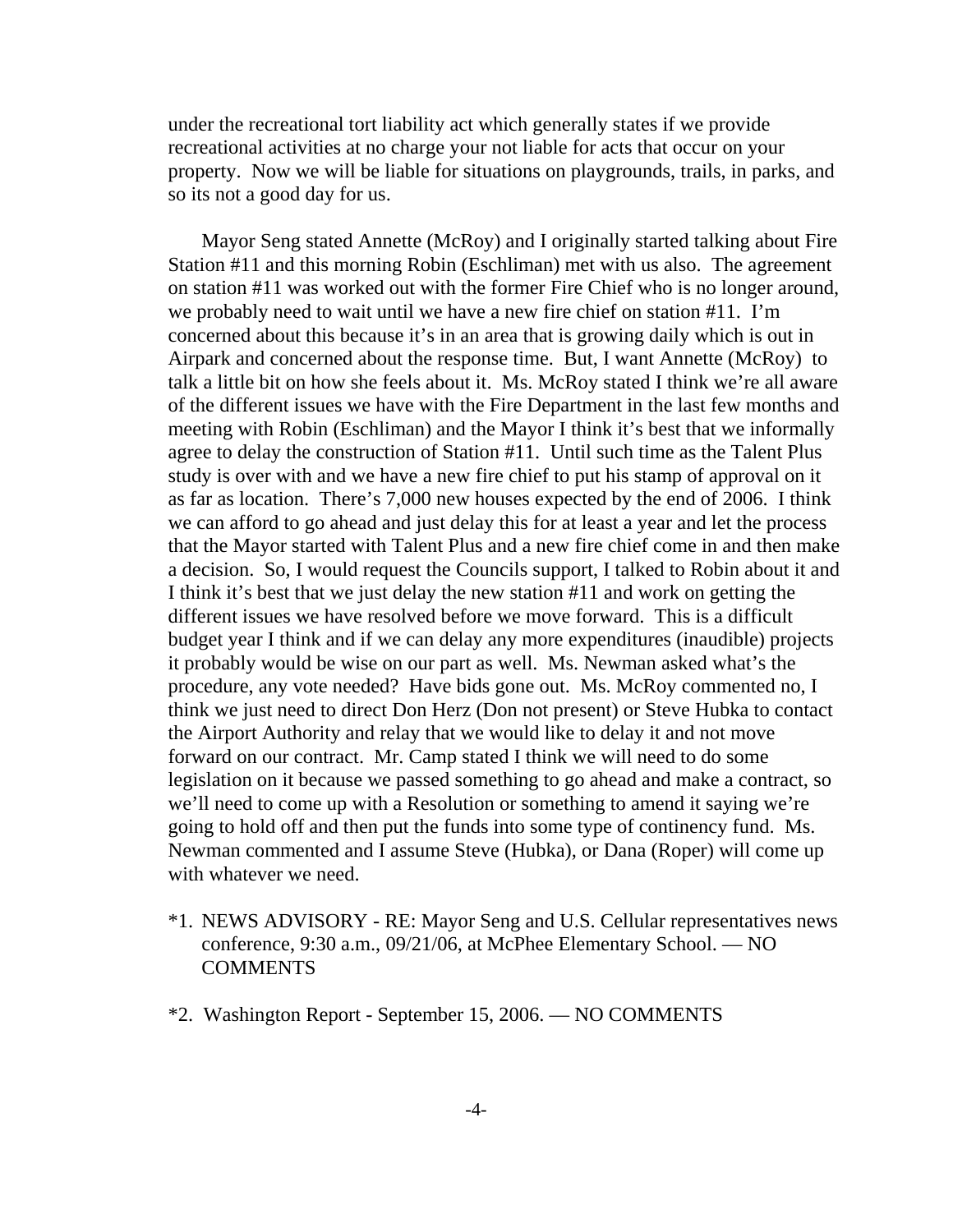under the recreational tort liability act which generally states if we provide recreational activities at no charge your not liable for acts that occur on your property. Now we will be liable for situations on playgrounds, trails, in parks, and so its not a good day for us.

Mayor Seng stated Annette (McRoy) and I originally started talking about Fire Station #11 and this morning Robin (Eschliman) met with us also. The agreement on station #11 was worked out with the former Fire Chief who is no longer around, we probably need to wait until we have a new fire chief on station #11. I'm concerned about this because it's in an area that is growing daily which is out in Airpark and concerned about the response time. But, I want Annette (McRoy) to talk a little bit on how she feels about it. Ms. McRoy stated I think we're all aware of the different issues we have with the Fire Department in the last few months and meeting with Robin (Eschliman) and the Mayor I think it's best that we informally agree to delay the construction of Station #11. Until such time as the Talent Plus study is over with and we have a new fire chief to put his stamp of approval on it as far as location. There's 7,000 new houses expected by the end of 2006. I think we can afford to go ahead and just delay this for at least a year and let the process that the Mayor started with Talent Plus and a new fire chief come in and then make a decision. So, I would request the Councils support, I talked to Robin about it and I think it's best that we just delay the new station #11 and work on getting the different issues we have resolved before we move forward. This is a difficult budget year I think and if we can delay any more expenditures (inaudible) projects it probably would be wise on our part as well. Ms. Newman asked what's the procedure, any vote needed? Have bids gone out. Ms. McRoy commented no, I think we just need to direct Don Herz (Don not present) or Steve Hubka to contact the Airport Authority and relay that we would like to delay it and not move forward on our contract. Mr. Camp stated I think we will need to do some legislation on it because we passed something to go ahead and make a contract, so we'll need to come up with a Resolution or something to amend it saying we're going to hold off and then put the funds into some type of continency fund. Ms. Newman commented and I assume Steve (Hubka), or Dana (Roper) will come up with whatever we need.

*1. NEWS ADVISORY - RE: Mayor Seng and U.S. Cellular representatives news conference, 9:30 a.m., 09/21/06, at McPhee Elementary School. — NO COMMENTS

*2. Washington Report - September 15, 2006. — NO COMMENTS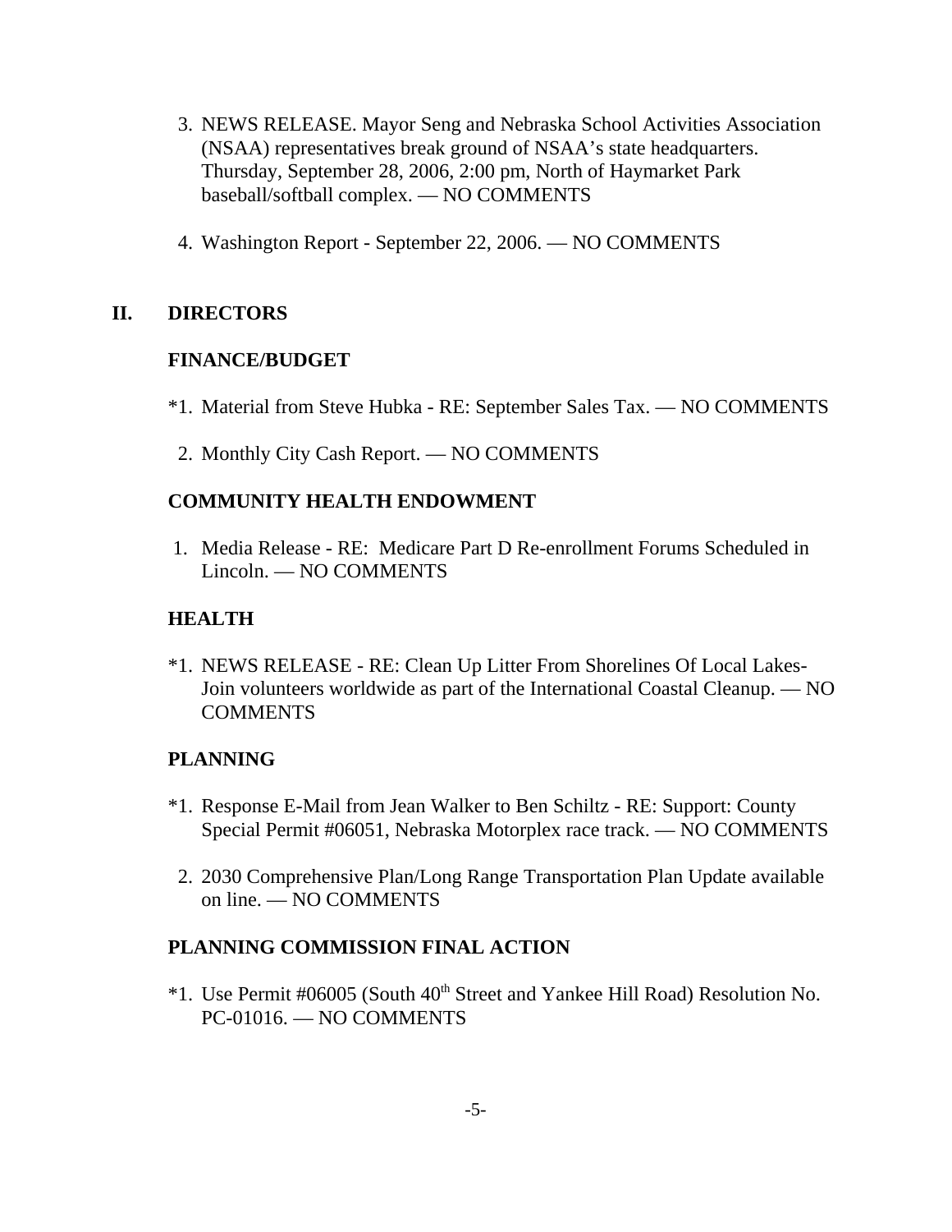3. NEWS RELEASE. Mayor Seng and Nebraska School Activities Association (NSAA) representatives break ground of NSAA's state headquarters. Thursday, September 28, 2006, 2:00 pm, North of Haymarket Park baseball/softball complex. — NO COMMENTS

4. Washington Report - September 22, 2006. — NO COMMENTS

## II. DIRECTORS

### FINANCE/BUDGET

*1. Material from Steve Hubka - RE: September Sales Tax. — NO COMMENTS

2. Monthly City Cash Report. — NO COMMENTS

### COMMUNITY HEALTH ENDOWMENT

1. Media Release - RE: Medicare Part D Re-enrollment Forums Scheduled in Lincoln. — NO COMMENTS

### HEALTH

*1. NEWS RELEASE - RE: Clean Up Litter From Shorelines Of Local Lakes- Join volunteers worldwide as part of the International Coastal Cleanup. — NO COMMENTS

### PLANNING

*1. Response E-Mail from Jean Walker to Ben Schiltz - RE: Support: County Special Permit #06051, Nebraska Motorplex race track. — NO COMMENTS

2. 2030 Comprehensive Plan/Long Range Transportation Plan Update available on line. — NO COMMENTS

### PLANNING COMMISSION FINAL ACTION

*1. Use Permit #06005 (South 40th Street and Yankee Hill Road) Resolution No. PC-01016. — NO COMMENTS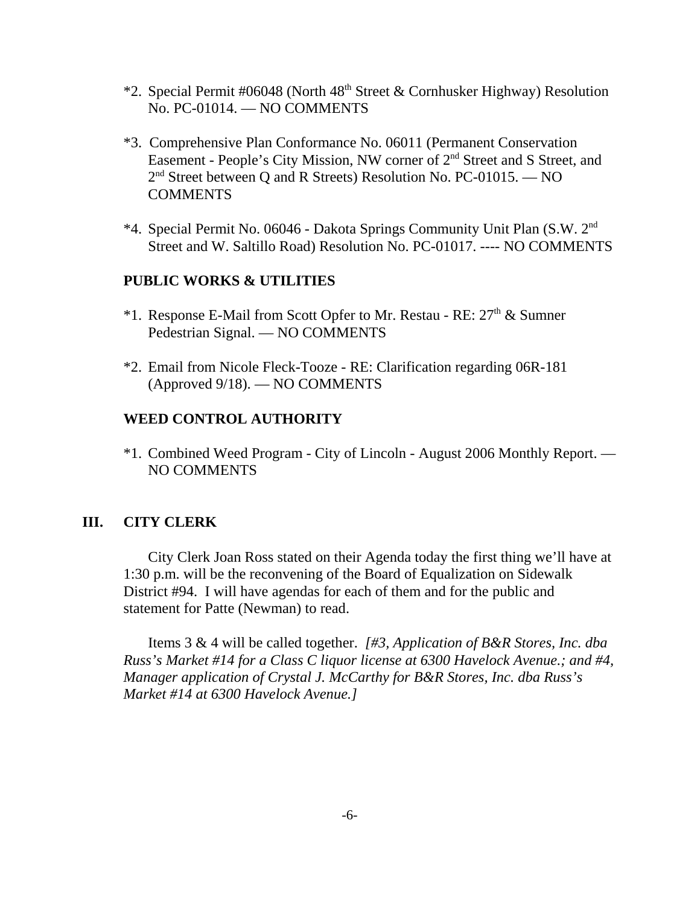*2. Special Permit #06048 (North 48th Street & Cornhusker Highway) Resolution No. PC-01014. — NO COMMENTS

*3. Comprehensive Plan Conformance No. 06011 (Permanent Conservation Easement - People's City Mission, NW corner of 2nd Street and S Street, and 2nd Street between Q and R Streets) Resolution No. PC-01015. — NO COMMENTS

*4. Special Permit No. 06046 - Dakota Springs Community Unit Plan (S.W. 2nd Street and W. Saltillo Road) Resolution No. PC-01017. ---- NO COMMENTS

**PUBLIC WORKS & UTILITIES**

*1. Response E-Mail from Scott Opfer to Mr. Restau - RE: 27th & Sumner Pedestrian Signal. — NO COMMENTS

*2. Email from Nicole Fleck-Tooze - RE: Clarification regarding 06R-181 (Approved 9/18). — NO COMMENTS

**WEED CONTROL AUTHORITY**

*1. Combined Weed Program - City of Lincoln - August 2006 Monthly Report. — NO COMMENTS

## III. CITY CLERK

City Clerk Joan Ross stated on their Agenda today the first thing we'll have at 1:30 p.m. will be the reconvening of the Board of Equalization on Sidewalk District #94. I will have agendas for each of them and for the public and statement for Patte (Newman) to read.

Items 3 & 4 will be called together. *[#3, Application of B&R Stores, Inc. dba Russ's Market #14 for a Class C liquor license at 6300 Havelock Avenue.; and #4, Manager application of Crystal J. McCarthy for B&R Stores, Inc. dba Russ's Market #14 at 6300 Havelock Avenue.]*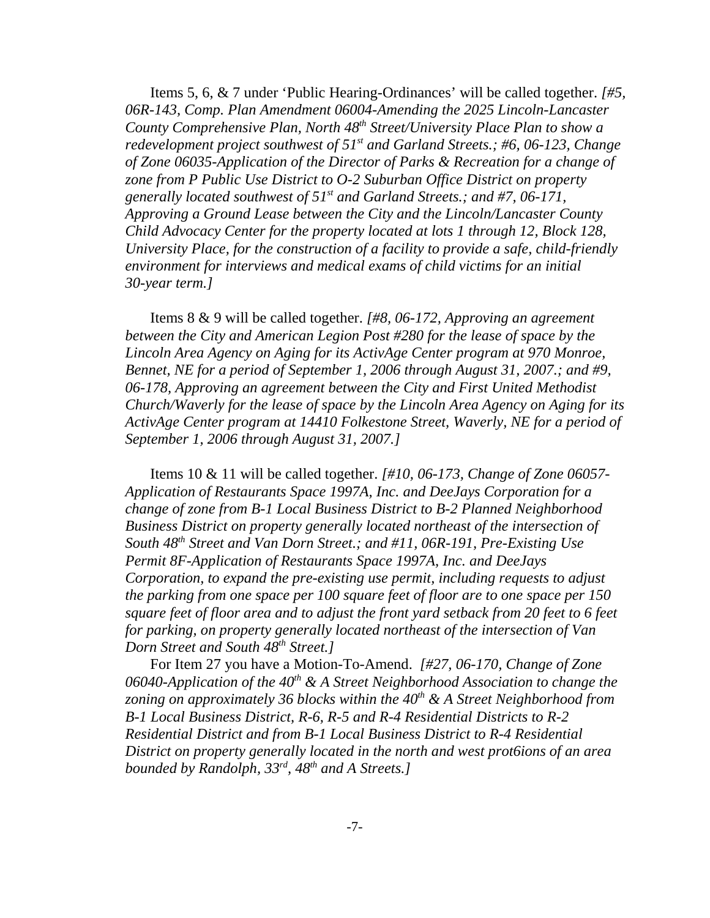Items 5, 6, & 7 under 'Public Hearing-Ordinances' will be called together. *[#5, 06R-143, Comp. Plan Amendment 06004-Amending the 2025 Lincoln-Lancaster County Comprehensive Plan, North 48th Street/University Place Plan to show a redevelopment project southwest of 51st and Garland Streets.; #6, 06-123, Change of Zone 06035-Application of the Director of Parks & Recreation for a change of zone from P Public Use District to O-2 Suburban Office District on property generally located southwest of 51st and Garland Streets.; and #7, 06-171, Approving a Ground Lease between the City and the Lincoln/Lancaster County Child Advocacy Center for the property located at lots 1 through 12, Block 128, University Place, for the construction of a facility to provide a safe, child-friendly environment for interviews and medical exams of child victims for an initial 30-year term.]*

Items 8 & 9 will be called together. *[#8, 06-172, Approving an agreement between the City and American Legion Post #280 for the lease of space by the Lincoln Area Agency on Aging for its ActivAge Center program at 970 Monroe, Bennet, NE for a period of September 1, 2006 through August 31, 2007.; and #9, 06-178, Approving an agreement between the City and First United Methodist Church/Waverly for the lease of space by the Lincoln Area Agency on Aging for its ActivAge Center program at 14410 Folkestone Street, Waverly, NE for a period of September 1, 2006 through August 31, 2007.]*

Items 10 & 11 will be called together. *[#10, 06-173, Change of Zone 06057-Application of Restaurants Space 1997A, Inc. and DeeJays Corporation for a change of zone from B-1 Local Business District to B-2 Planned Neighborhood Business District on property generally located northeast of the intersection of South 48th Street and Van Dorn Street.; and #11, 06R-191, Pre-Existing Use Permit 8F-Application of Restaurants Space 1997A, Inc. and DeeJays Corporation, to expand the pre-existing use permit, including requests to adjust the parking from one space per 100 square feet of floor are to one space per 150 square feet of floor area and to adjust the front yard setback from 20 feet to 6 feet for parking, on property generally located northeast of the intersection of Van Dorn Street and South 48th Street.]*

For Item 27 you have a Motion-To-Amend. *[#27, 06-170, Change of Zone 06040-Application of the 40th & A Street Neighborhood Association to change the zoning on approximately 36 blocks within the 40th & A Street Neighborhood from B-1 Local Business District, R-6, R-5 and R-4 Residential Districts to R-2 Residential District and from B-1 Local Business District to R-4 Residential District on property generally located in the north and west prot6ions of an area bounded by Randolph, 33rd, 48th and A Streets.]*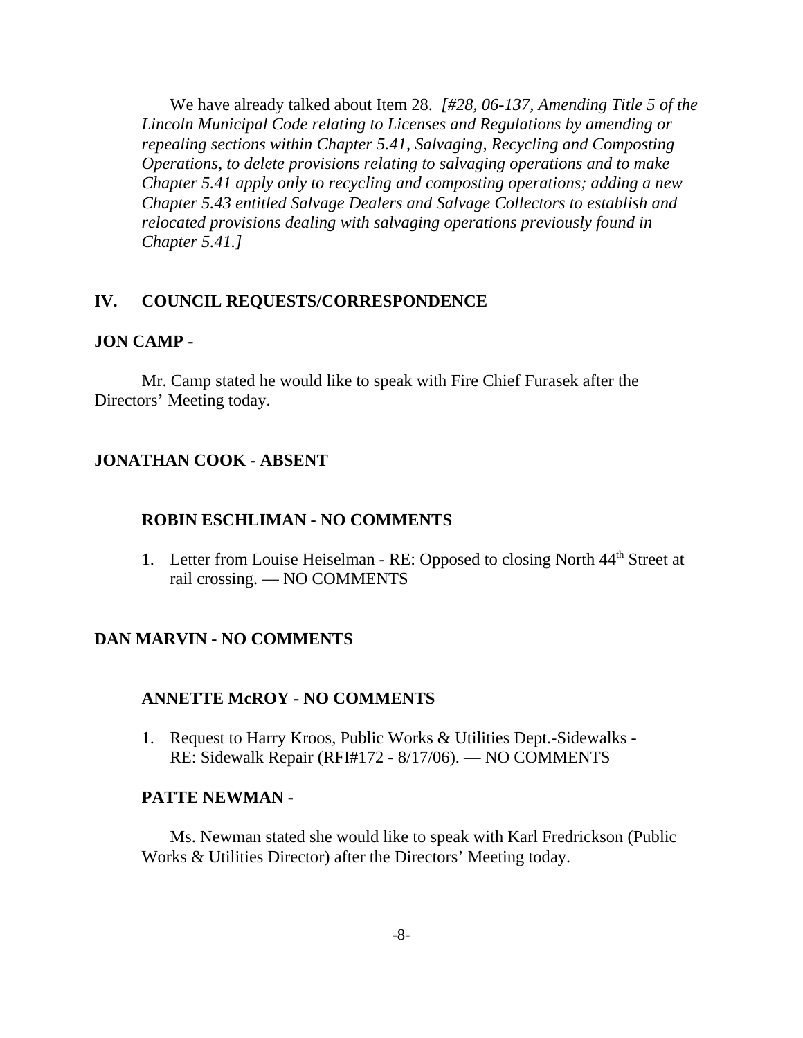We have already talked about Item 28. *[#28, 06-137, Amending Title 5 of the Lincoln Municipal Code relating to Licenses and Regulations by amending or repealing sections within Chapter 5.41, Salvaging, Recycling and Composting Operations, to delete provisions relating to salvaging operations and to make Chapter 5.41 apply only to recycling and composting operations; adding a new Chapter 5.43 entitled Salvage Dealers and Salvage Collectors to establish and relocated provisions dealing with salvaging operations previously found in Chapter 5.41.]*

## IV. COUNCIL REQUESTS/CORRESPONDENCE

**JON CAMP -**

Mr. Camp stated he would like to speak with Fire Chief Furasek after the Directors' Meeting today.

**JONATHAN COOK - ABSENT**

**ROBIN ESCHLIMAN - NO COMMENTS**

1. Letter from Louise Heiselman - RE: Opposed to closing North 44th Street at rail crossing. — NO COMMENTS

**DAN MARVIN - NO COMMENTS**

**ANNETTE McROY - NO COMMENTS**

1. Request to Harry Kroos, Public Works & Utilities Dept.-Sidewalks - RE: Sidewalk Repair (RFI#172 - 8/17/06). — NO COMMENTS

**PATTE NEWMAN -**

Ms. Newman stated she would like to speak with Karl Fredrickson (Public Works & Utilities Director) after the Directors' Meeting today.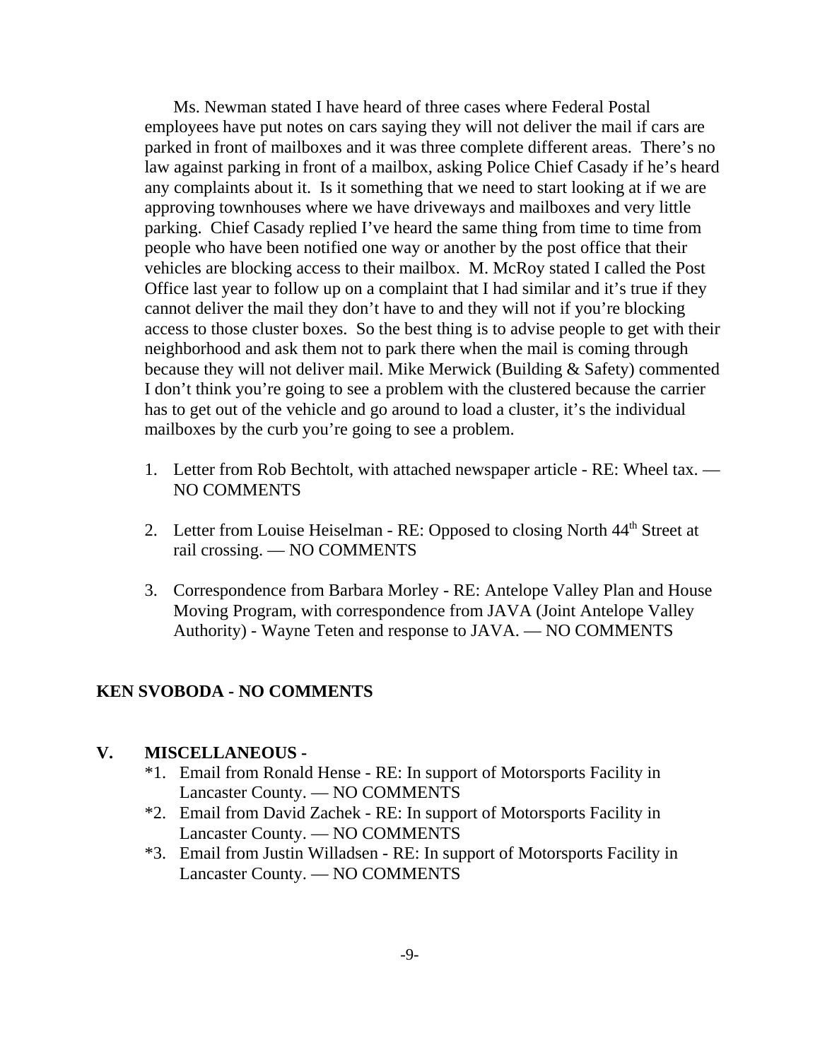Ms. Newman stated I have heard of three cases where Federal Postal employees have put notes on cars saying they will not deliver the mail if cars are parked in front of mailboxes and it was three complete different areas. There's no law against parking in front of a mailbox, asking Police Chief Casady if he's heard any complaints about it. Is it something that we need to start looking at if we are approving townhouses where we have driveways and mailboxes and very little parking. Chief Casady replied I've heard the same thing from time to time from people who have been notified one way or another by the post office that their vehicles are blocking access to their mailbox. M. McRoy stated I called the Post Office last year to follow up on a complaint that I had similar and it's true if they cannot deliver the mail they don't have to and they will not if you're blocking access to those cluster boxes. So the best thing is to advise people to get with their neighborhood and ask them not to park there when the mail is coming through because they will not deliver mail. Mike Merwick (Building & Safety) commented I don't think you're going to see a problem with the clustered because the carrier has to get out of the vehicle and go around to load a cluster, it's the individual mailboxes by the curb you're going to see a problem.

1. Letter from Rob Bechtolt, with attached newspaper article - RE: Wheel tax. — NO COMMENTS

2. Letter from Louise Heiselman - RE: Opposed to closing North 44th Street at rail crossing. — NO COMMENTS

3. Correspondence from Barbara Morley - RE: Antelope Valley Plan and House Moving Program, with correspondence from JAVA (Joint Antelope Valley Authority) - Wayne Teten and response to JAVA. — NO COMMENTS

**KEN SVOBODA - NO COMMENTS**

**V. MISCELLANEOUS -**

*1. Email from Ronald Hense - RE: In support of Motorsports Facility in Lancaster County. — NO COMMENTS

*2. Email from David Zachek - RE: In support of Motorsports Facility in Lancaster County. — NO COMMENTS

*3. Email from Justin Willadsen - RE: In support of Motorsports Facility in Lancaster County. — NO COMMENTS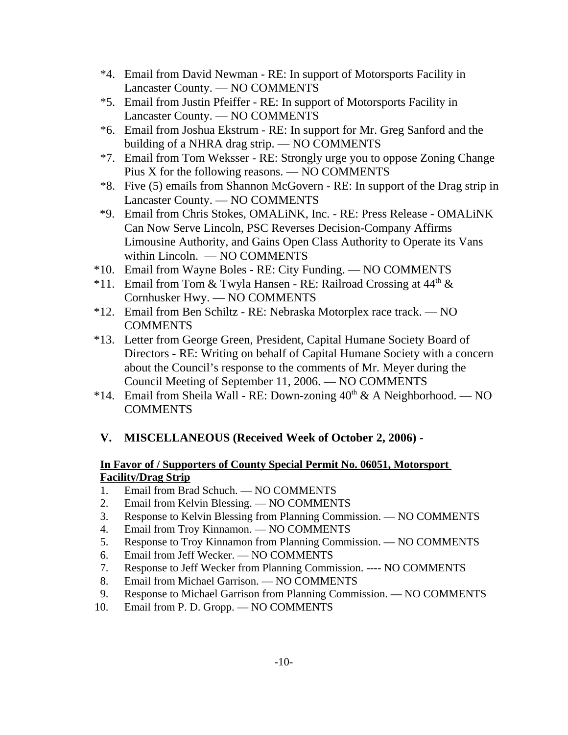*4. Email from David Newman - RE: In support of Motorsports Facility in Lancaster County. — NO COMMENTS

*5. Email from Justin Pfeiffer - RE: In support of Motorsports Facility in Lancaster County. — NO COMMENTS

*6. Email from Joshua Ekstrum - RE: In support for Mr. Greg Sanford and the building of a NHRA drag strip. — NO COMMENTS

*7. Email from Tom Weksser - RE: Strongly urge you to oppose Zoning Change Pius X for the following reasons. — NO COMMENTS

*8. Five (5) emails from Shannon McGovern - RE: In support of the Drag strip in Lancaster County. — NO COMMENTS

*9. Email from Chris Stokes, OMALiNK, Inc. - RE: Press Release - OMALiNK Can Now Serve Lincoln, PSC Reverses Decision-Company Affirms Limousine Authority, and Gains Open Class Authority to Operate its Vans within Lincoln. — NO COMMENTS

*10. Email from Wayne Boles - RE: City Funding. — NO COMMENTS

*11. Email from Tom & Twyla Hansen - RE: Railroad Crossing at 44th & Cornhusker Hwy. — NO COMMENTS

*12. Email from Ben Schiltz - RE: Nebraska Motorplex race track. — NO COMMENTS

*13. Letter from George Green, President, Capital Humane Society Board of Directors - RE: Writing on behalf of Capital Humane Society with a concern about the Council's response to the comments of Mr. Meyer during the Council Meeting of September 11, 2006. — NO COMMENTS

*14. Email from Sheila Wall - RE: Down-zoning 40th & A Neighborhood. — NO COMMENTS

## V. MISCELLANEOUS (Received Week of October 2, 2006) -

**In Favor of / Supporters of County Special Permit No. 06051, Motorsport Facility/Drag Strip**

1. Email from Brad Schuch. — NO COMMENTS
2. Email from Kelvin Blessing. — NO COMMENTS
3. Response to Kelvin Blessing from Planning Commission. — NO COMMENTS
4. Email from Troy Kinnamon. — NO COMMENTS
5. Response to Troy Kinnamon from Planning Commission. — NO COMMENTS
6. Email from Jeff Wecker. — NO COMMENTS
7. Response to Jeff Wecker from Planning Commission. ---- NO COMMENTS
8. Email from Michael Garrison. — NO COMMENTS
9. Response to Michael Garrison from Planning Commission. — NO COMMENTS
10. Email from P. D. Gropp. — NO COMMENTS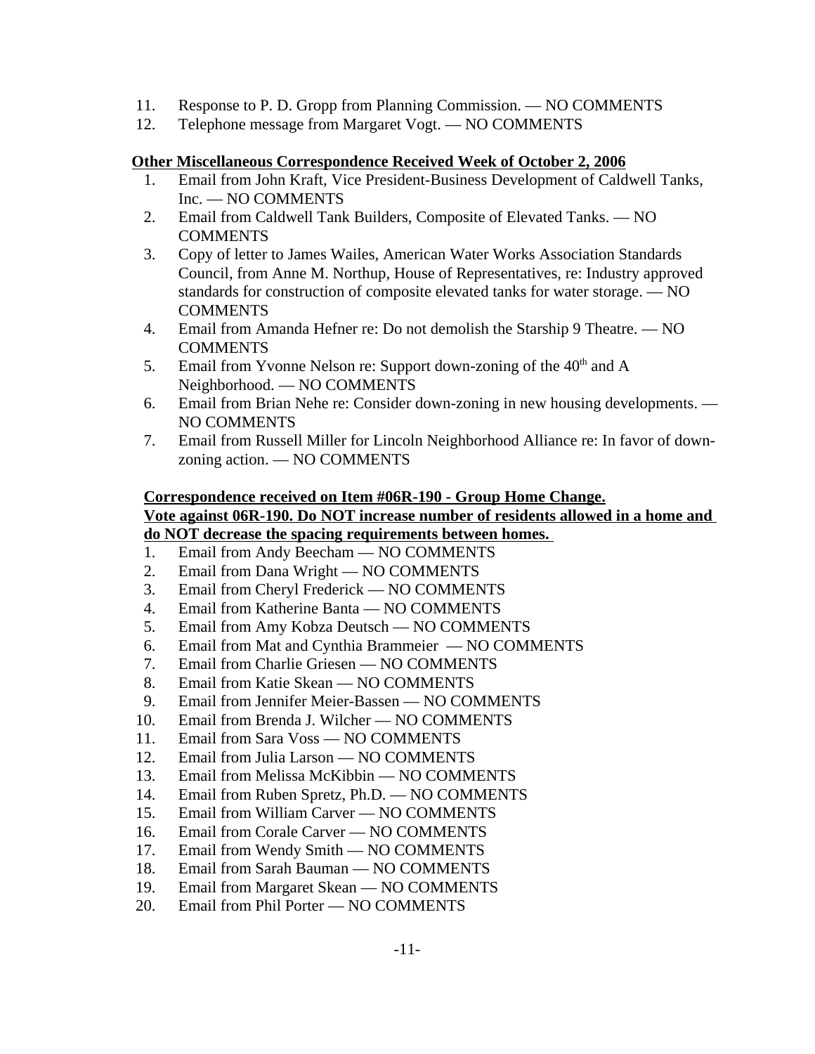11. Response to P. D. Gropp from Planning Commission. — NO COMMENTS
12. Telephone message from Margaret Vogt. — NO COMMENTS

**Other Miscellaneous Correspondence Received Week of October 2, 2006**

1. Email from John Kraft, Vice President-Business Development of Caldwell Tanks, Inc. — NO COMMENTS
2. Email from Caldwell Tank Builders, Composite of Elevated Tanks. — NO COMMENTS
3. Copy of letter to James Wailes, American Water Works Association Standards Council, from Anne M. Northup, House of Representatives, re: Industry approved standards for construction of composite elevated tanks for water storage. — NO COMMENTS
4. Email from Amanda Hefner re: Do not demolish the Starship 9 Theatre. — NO COMMENTS
5. Email from Yvonne Nelson re: Support down-zoning of the 40th and A Neighborhood. — NO COMMENTS
6. Email from Brian Nehe re: Consider down-zoning in new housing developments. — NO COMMENTS
7. Email from Russell Miller for Lincoln Neighborhood Alliance re: In favor of down-zoning action. — NO COMMENTS

**Correspondence received on Item #06R-190 - Group Home Change.**
**Vote against 06R-190. Do NOT increase number of residents allowed in a home and do NOT decrease the spacing requirements between homes.**

1. Email from Andy Beecham — NO COMMENTS
2. Email from Dana Wright — NO COMMENTS
3. Email from Cheryl Frederick — NO COMMENTS
4. Email from Katherine Banta — NO COMMENTS
5. Email from Amy Kobza Deutsch — NO COMMENTS
6. Email from Mat and Cynthia Brammeier — NO COMMENTS
7. Email from Charlie Griesen — NO COMMENTS
8. Email from Katie Skean — NO COMMENTS
9. Email from Jennifer Meier-Bassen — NO COMMENTS
10. Email from Brenda J. Wilcher — NO COMMENTS
11. Email from Sara Voss — NO COMMENTS
12. Email from Julia Larson — NO COMMENTS
13. Email from Melissa McKibbin — NO COMMENTS
14. Email from Ruben Spretz, Ph.D. — NO COMMENTS
15. Email from William Carver — NO COMMENTS
16. Email from Corale Carver — NO COMMENTS
17. Email from Wendy Smith — NO COMMENTS
18. Email from Sarah Bauman — NO COMMENTS
19. Email from Margaret Skean — NO COMMENTS
20. Email from Phil Porter — NO COMMENTS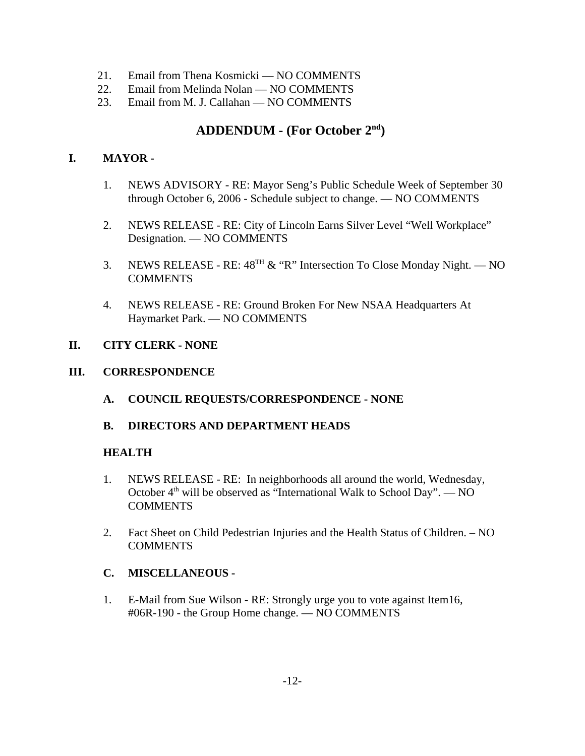21. Email from Thena Kosmicki — NO COMMENTS
22. Email from Melinda Nolan — NO COMMENTS
23. Email from M. J. Callahan — NO COMMENTS

## ADDENDUM - (For October 2nd)

**I. MAYOR -**

1. NEWS ADVISORY - RE: Mayor Seng's Public Schedule Week of September 30 through October 6, 2006 - Schedule subject to change. — NO COMMENTS

2. NEWS RELEASE - RE: City of Lincoln Earns Silver Level "Well Workplace" Designation. — NO COMMENTS

3. NEWS RELEASE - RE: 48TH & "R" Intersection To Close Monday Night. — NO COMMENTS

4. NEWS RELEASE - RE: Ground Broken For New NSAA Headquarters At Haymarket Park. — NO COMMENTS

**II. CITY CLERK - NONE**

**III. CORRESPONDENCE**

**A. COUNCIL REQUESTS/CORRESPONDENCE - NONE**

**B. DIRECTORS AND DEPARTMENT HEADS**

**HEALTH**

1. NEWS RELEASE - RE: In neighborhoods all around the world, Wednesday, October 4th will be observed as "International Walk to School Day". — NO COMMENTS

2. Fact Sheet on Child Pedestrian Injuries and the Health Status of Children. – NO COMMENTS

**C. MISCELLANEOUS -**

1. E-Mail from Sue Wilson - RE: Strongly urge you to vote against Item16, #06R-190 - the Group Home change. — NO COMMENTS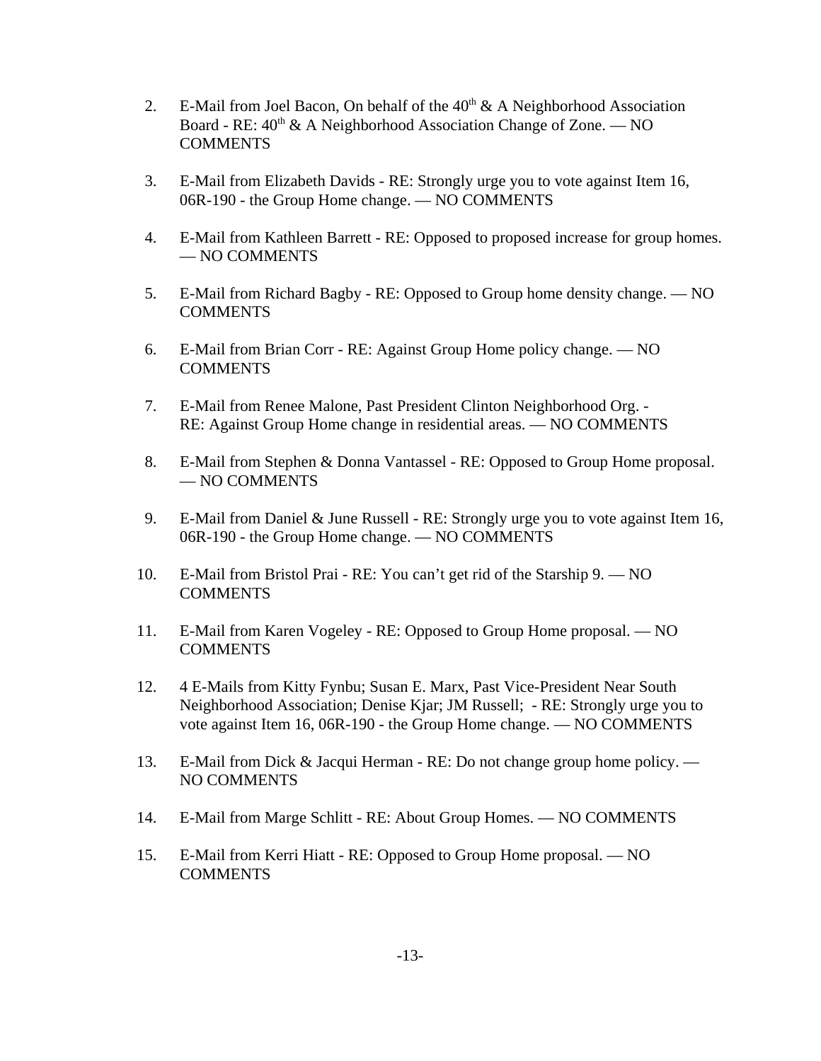2. E-Mail from Joel Bacon, On behalf of the 40th & A Neighborhood Association Board - RE: 40th & A Neighborhood Association Change of Zone. — NO COMMENTS

3. E-Mail from Elizabeth Davids - RE: Strongly urge you to vote against Item 16, 06R-190 - the Group Home change. — NO COMMENTS

4. E-Mail from Kathleen Barrett - RE: Opposed to proposed increase for group homes. — NO COMMENTS

5. E-Mail from Richard Bagby - RE: Opposed to Group home density change. — NO COMMENTS

6. E-Mail from Brian Corr - RE: Against Group Home policy change. — NO COMMENTS

7. E-Mail from Renee Malone, Past President Clinton Neighborhood Org. - RE: Against Group Home change in residential areas. — NO COMMENTS

8. E-Mail from Stephen & Donna Vantassel - RE: Opposed to Group Home proposal. — NO COMMENTS

9. E-Mail from Daniel & June Russell - RE: Strongly urge you to vote against Item 16, 06R-190 - the Group Home change. — NO COMMENTS

10. E-Mail from Bristol Prai - RE: You can't get rid of the Starship 9. — NO COMMENTS

11. E-Mail from Karen Vogeley - RE: Opposed to Group Home proposal. — NO COMMENTS

12. 4 E-Mails from Kitty Fynbu; Susan E. Marx, Past Vice-President Near South Neighborhood Association; Denise Kjar; JM Russell; - RE: Strongly urge you to vote against Item 16, 06R-190 - the Group Home change. — NO COMMENTS

13. E-Mail from Dick & Jacqui Herman - RE: Do not change group home policy. — NO COMMENTS

14. E-Mail from Marge Schlitt - RE: About Group Homes. — NO COMMENTS

15. E-Mail from Kerri Hiatt - RE: Opposed to Group Home proposal. — NO COMMENTS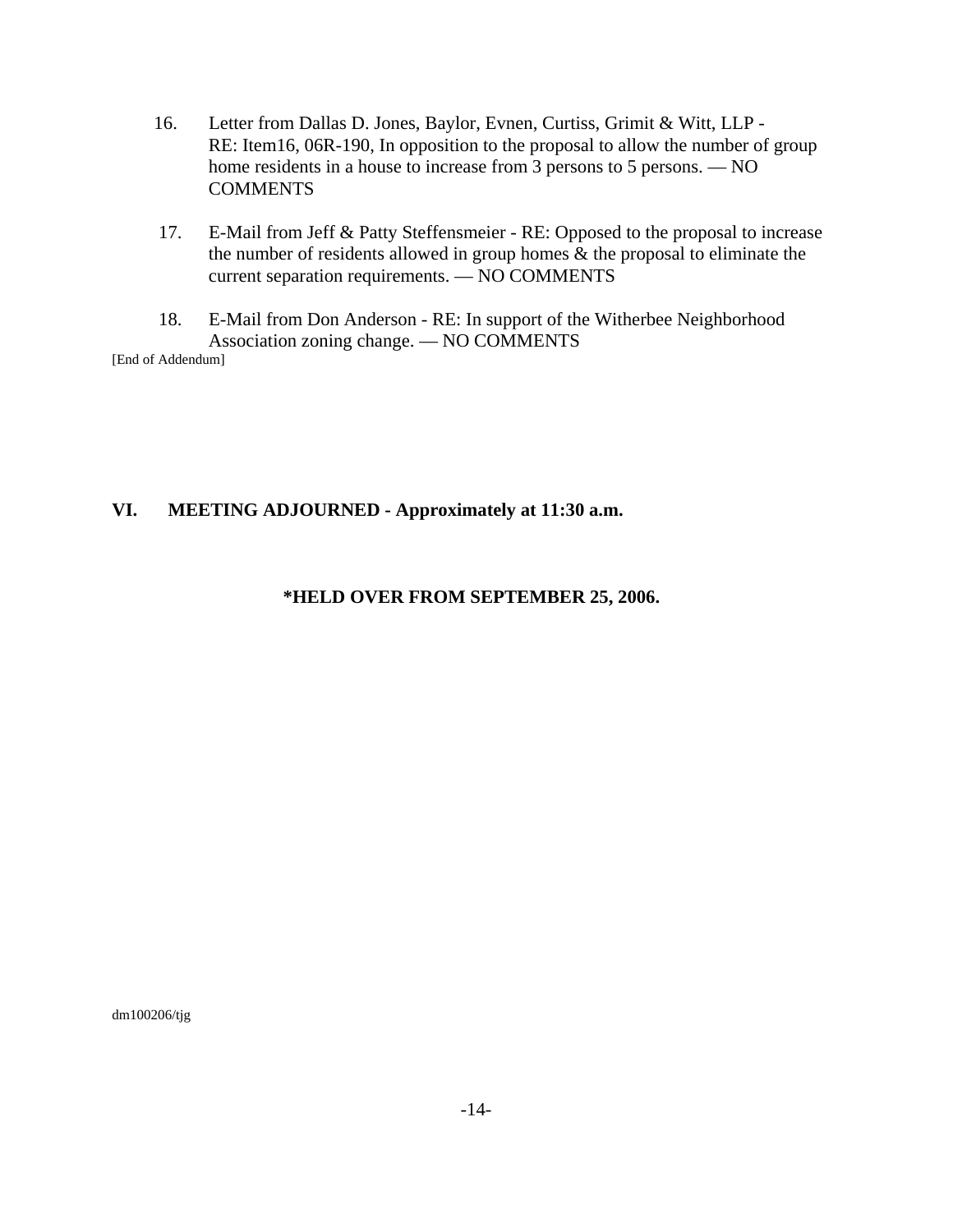16. Letter from Dallas D. Jones, Baylor, Evnen, Curtiss, Grimit & Witt, LLP - RE: Item16, 06R-190, In opposition to the proposal to allow the number of group home residents in a house to increase from 3 persons to 5 persons. — NO COMMENTS

17. E-Mail from Jeff & Patty Steffensmeier - RE: Opposed to the proposal to increase the number of residents allowed in group homes & the proposal to eliminate the current separation requirements. — NO COMMENTS

18. E-Mail from Don Anderson - RE: In support of the Witherbee Neighborhood Association zoning change. — NO COMMENTS

[End of Addendum]

**VI. MEETING ADJOURNED - Approximately at 11:30 a.m.**

**\*HELD OVER FROM SEPTEMBER 25, 2006.**

dm100206/tjg